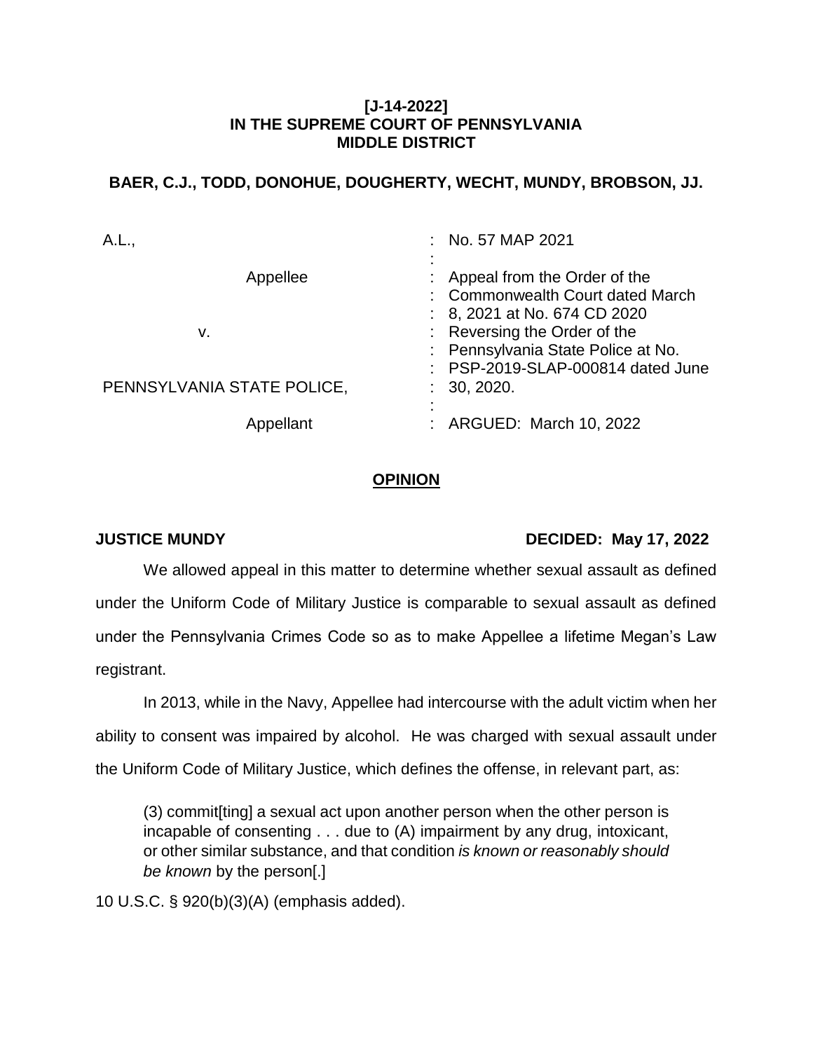**[J-14-2022]**
**IN THE SUPREME COURT OF PENNSYLVANIA**
**MIDDLE DISTRICT**

**BAER, C.J., TODD, DONOHUE, DOUGHERTY, WECHT, MUNDY, BROBSON, JJ.**

| | |
|---|---|
| A.L., | : No. 57 MAP 2021 |
| Appellee | : Appeal from the Order of the Commonwealth Court dated March 8, 2021 at No. 674 CD 2020 |
| v. | : Reversing the Order of the Pennsylvania State Police at No. PSP-2019-SLAP-000814 dated June |
| PENNSYLVANIA STATE POLICE, | : 30, 2020. |
| Appellant | : ARGUED: March 10, 2022 |

**OPINION**

**JUSTICE MUNDY** **DECIDED: May 17, 2022**

We allowed appeal in this matter to determine whether sexual assault as defined under the Uniform Code of Military Justice is comparable to sexual assault as defined under the Pennsylvania Crimes Code so as to make Appellee a lifetime Megan's Law registrant.

In 2013, while in the Navy, Appellee had intercourse with the adult victim when her ability to consent was impaired by alcohol. He was charged with sexual assault under the Uniform Code of Military Justice, which defines the offense, in relevant part, as:

> (3) commit[ting] a sexual act upon another person when the other person is incapable of consenting . . . due to (A) impairment by any drug, intoxicant, or other similar substance, and that condition *is known or reasonably should be known* by the person[.]

10 U.S.C. § 920(b)(3)(A) (emphasis added).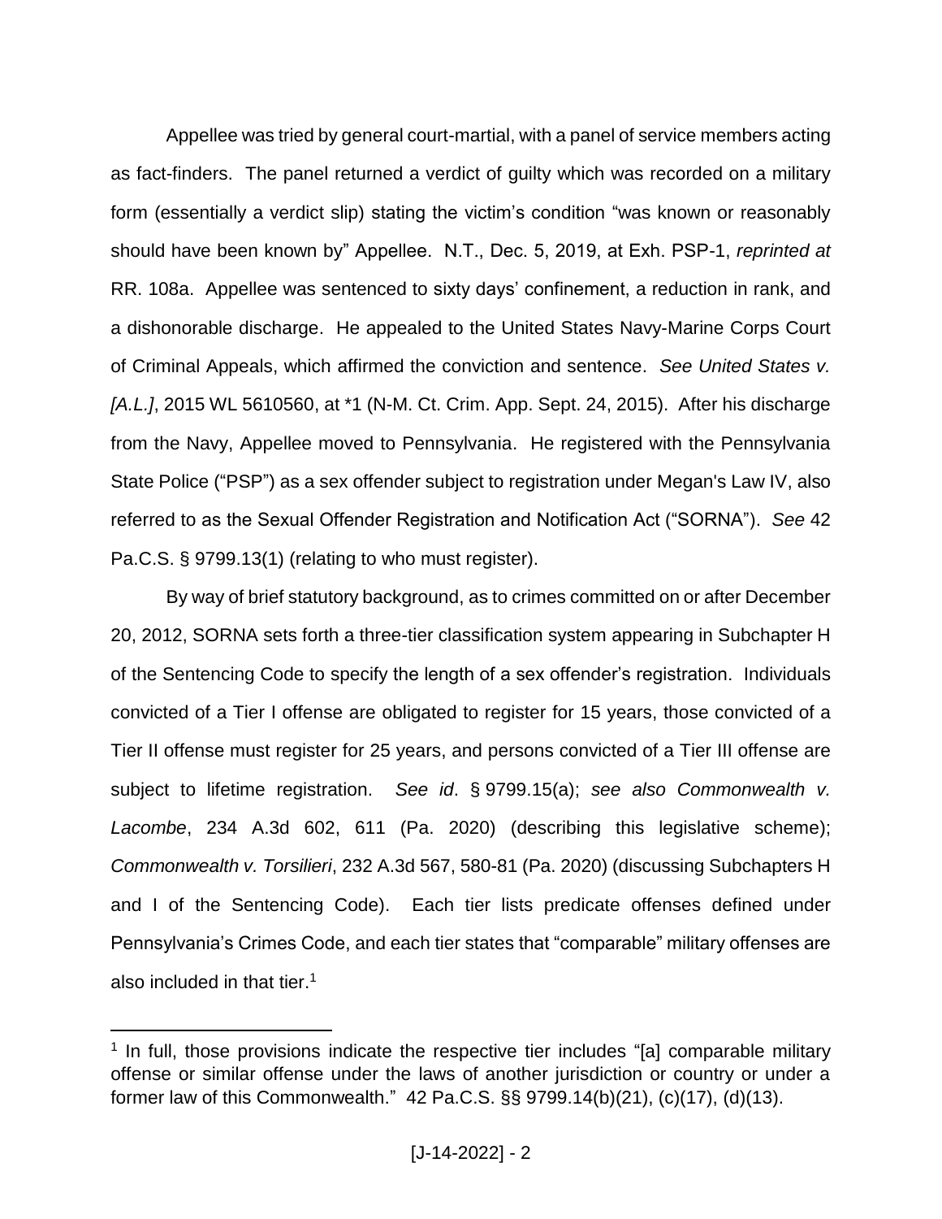Appellee was tried by general court-martial, with a panel of service members acting as fact-finders. The panel returned a verdict of guilty which was recorded on a military form (essentially a verdict slip) stating the victim's condition "was known or reasonably should have been known by" Appellee. N.T., Dec. 5, 2019, at Exh. PSP-1, *reprinted at* RR. 108a. Appellee was sentenced to sixty days' confinement, a reduction in rank, and a dishonorable discharge. He appealed to the United States Navy-Marine Corps Court of Criminal Appeals, which affirmed the conviction and sentence. *See United States v. [A.L.]*, 2015 WL 5610560, at *1 (N-M. Ct. Crim. App. Sept. 24, 2015). After his discharge from the Navy, Appellee moved to Pennsylvania. He registered with the Pennsylvania State Police ("PSP") as a sex offender subject to registration under Megan's Law IV, also referred to as the Sexual Offender Registration and Notification Act ("SORNA"). *See* 42 Pa.C.S. § 9799.13(1) (relating to who must register).

By way of brief statutory background, as to crimes committed on or after December 20, 2012, SORNA sets forth a three-tier classification system appearing in Subchapter H of the Sentencing Code to specify the length of a sex offender's registration. Individuals convicted of a Tier I offense are obligated to register for 15 years, those convicted of a Tier II offense must register for 25 years, and persons convicted of a Tier III offense are subject to lifetime registration. *See id*. § 9799.15(a); *see also Commonwealth v. Lacombe*, 234 A.3d 602, 611 (Pa. 2020) (describing this legislative scheme); *Commonwealth v. Torsilieri*, 232 A.3d 567, 580-81 (Pa. 2020) (discussing Subchapters H and I of the Sentencing Code). Each tier lists predicate offenses defined under Pennsylvania's Crimes Code, and each tier states that "comparable" military offenses are also included in that tier.[1]

[1] In full, those provisions indicate the respective tier includes "[a] comparable military offense or similar offense under the laws of another jurisdiction or country or under a former law of this Commonwealth." 42 Pa.C.S. §§ 9799.14(b)(21), (c)(17), (d)(13).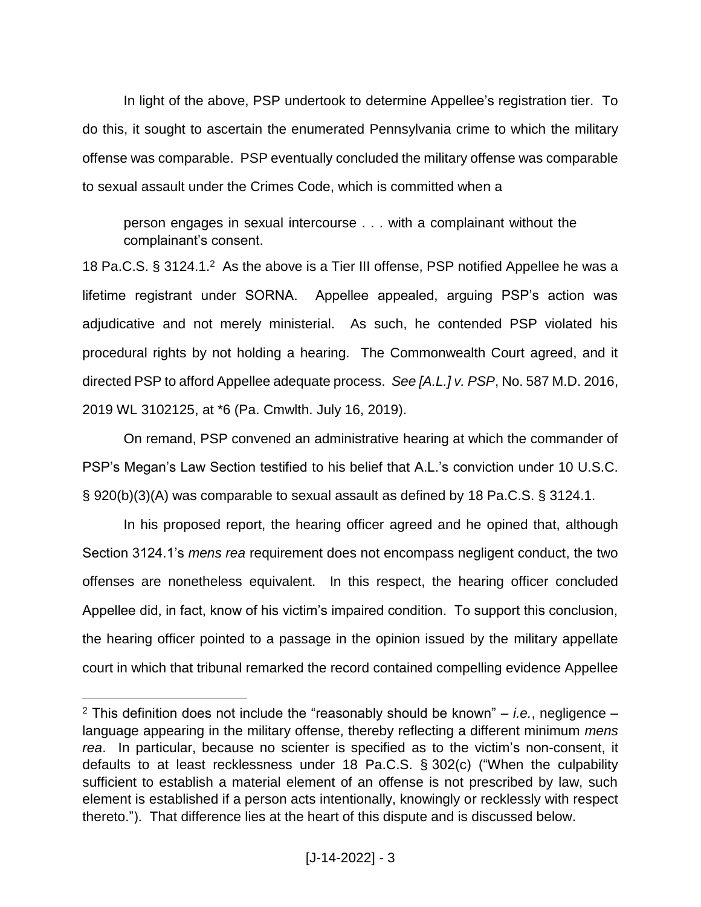In light of the above, PSP undertook to determine Appellee's registration tier. To do this, it sought to ascertain the enumerated Pennsylvania crime to which the military offense was comparable. PSP eventually concluded the military offense was comparable to sexual assault under the Crimes Code, which is committed when a

> person engages in sexual intercourse . . . with a complainant without the complainant's consent.

18 Pa.C.S. § 3124.1.[2] As the above is a Tier III offense, PSP notified Appellee he was a lifetime registrant under SORNA. Appellee appealed, arguing PSP's action was adjudicative and not merely ministerial. As such, he contended PSP violated his procedural rights by not holding a hearing. The Commonwealth Court agreed, and it directed PSP to afford Appellee adequate process. *See [A.L.] v. PSP*, No. 587 M.D. 2016, 2019 WL 3102125, at *6 (Pa. Cmwlth. July 16, 2019).

On remand, PSP convened an administrative hearing at which the commander of PSP's Megan's Law Section testified to his belief that A.L.'s conviction under 10 U.S.C. § 920(b)(3)(A) was comparable to sexual assault as defined by 18 Pa.C.S. § 3124.1.

In his proposed report, the hearing officer agreed and he opined that, although Section 3124.1's *mens rea* requirement does not encompass negligent conduct, the two offenses are nonetheless equivalent. In this respect, the hearing officer concluded Appellee did, in fact, know of his victim's impaired condition. To support this conclusion, the hearing officer pointed to a passage in the opinion issued by the military appellate court in which that tribunal remarked the record contained compelling evidence Appellee

---

[2] This definition does not include the "reasonably should be known" – *i.e.*, negligence – language appearing in the military offense, thereby reflecting a different minimum *mens rea*. In particular, because no scienter is specified as to the victim's non-consent, it defaults to at least recklessness under 18 Pa.C.S. § 302(c) ("When the culpability sufficient to establish a material element of an offense is not prescribed by law, such element is established if a person acts intentionally, knowingly or recklessly with respect thereto."). That difference lies at the heart of this dispute and is discussed below.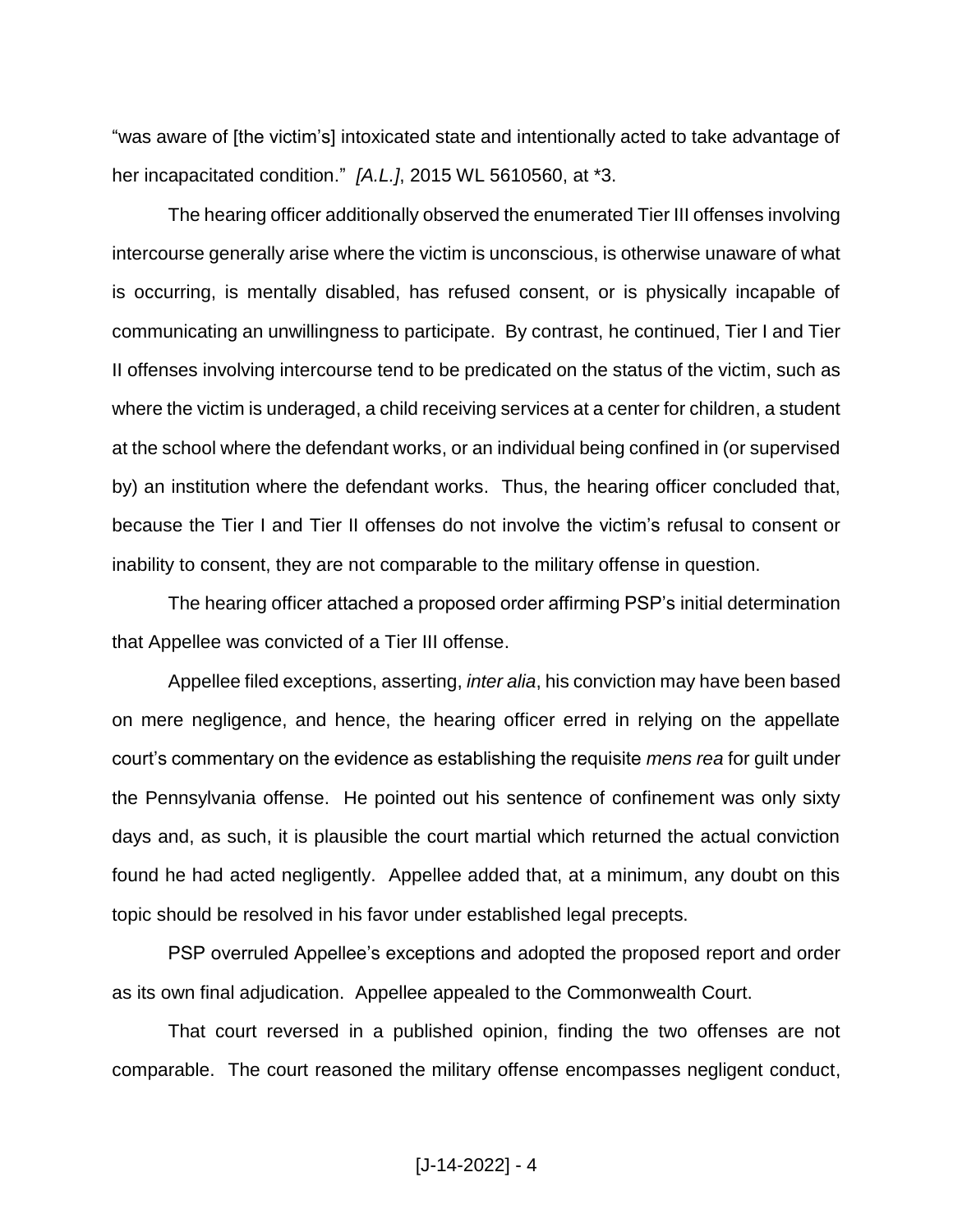"was aware of [the victim's] intoxicated state and intentionally acted to take advantage of her incapacitated condition." *[A.L.]*, 2015 WL 5610560, at *3.

The hearing officer additionally observed the enumerated Tier III offenses involving intercourse generally arise where the victim is unconscious, is otherwise unaware of what is occurring, is mentally disabled, has refused consent, or is physically incapable of communicating an unwillingness to participate. By contrast, he continued, Tier I and Tier II offenses involving intercourse tend to be predicated on the status of the victim, such as where the victim is underaged, a child receiving services at a center for children, a student at the school where the defendant works, or an individual being confined in (or supervised by) an institution where the defendant works. Thus, the hearing officer concluded that, because the Tier I and Tier II offenses do not involve the victim's refusal to consent or inability to consent, they are not comparable to the military offense in question.

The hearing officer attached a proposed order affirming PSP's initial determination that Appellee was convicted of a Tier III offense.

Appellee filed exceptions, asserting, *inter alia*, his conviction may have been based on mere negligence, and hence, the hearing officer erred in relying on the appellate court's commentary on the evidence as establishing the requisite *mens rea* for guilt under the Pennsylvania offense. He pointed out his sentence of confinement was only sixty days and, as such, it is plausible the court martial which returned the actual conviction found he had acted negligently. Appellee added that, at a minimum, any doubt on this topic should be resolved in his favor under established legal precepts.

PSP overruled Appellee's exceptions and adopted the proposed report and order as its own final adjudication. Appellee appealed to the Commonwealth Court.

That court reversed in a published opinion, finding the two offenses are not comparable. The court reasoned the military offense encompasses negligent conduct,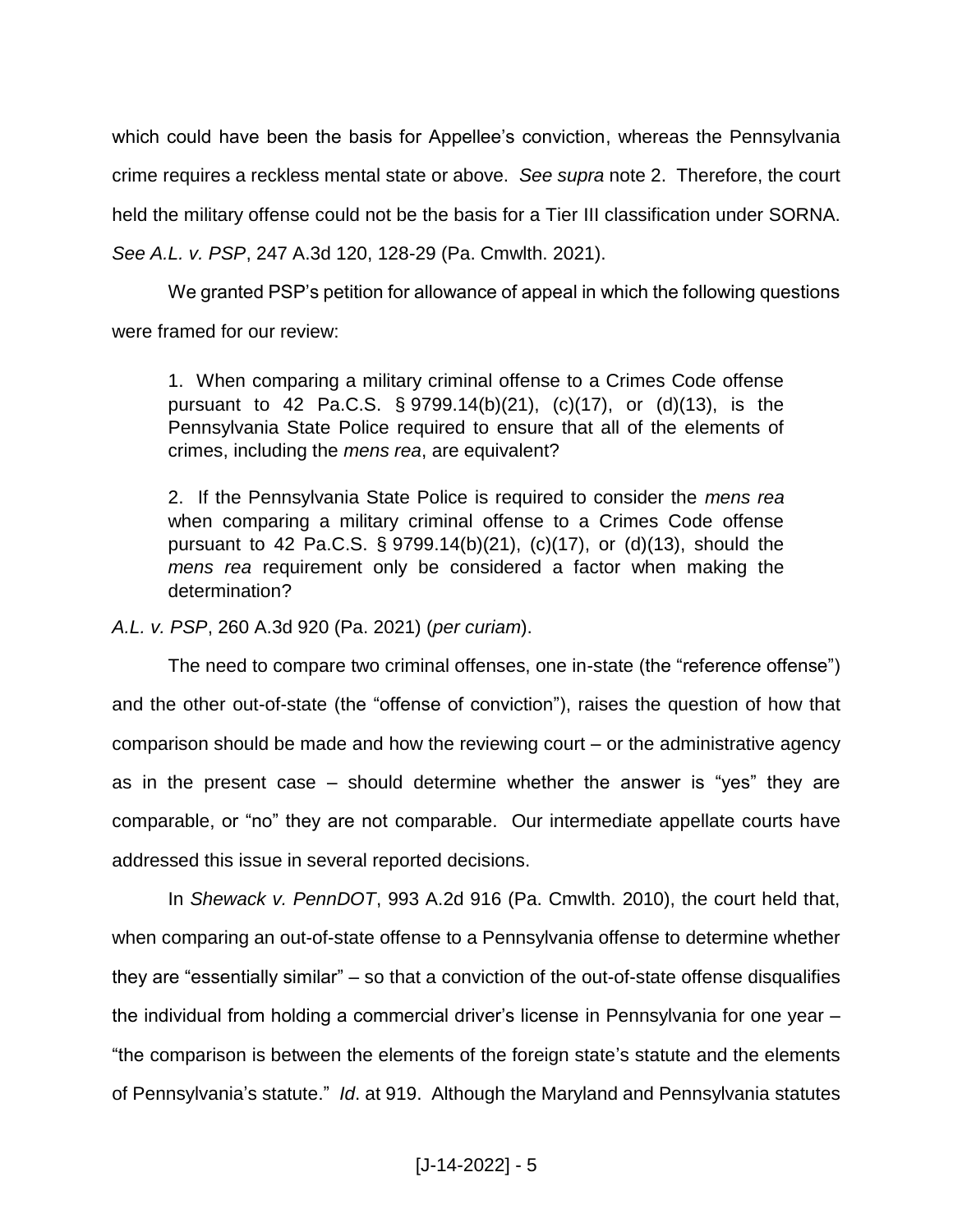which could have been the basis for Appellee's conviction, whereas the Pennsylvania crime requires a reckless mental state or above. *See supra* note 2. Therefore, the court held the military offense could not be the basis for a Tier III classification under SORNA. *See A.L. v. PSP*, 247 A.3d 120, 128-29 (Pa. Cmwlth. 2021).

We granted PSP's petition for allowance of appeal in which the following questions were framed for our review:

> 1. When comparing a military criminal offense to a Crimes Code offense pursuant to 42 Pa.C.S. § 9799.14(b)(21), (c)(17), or (d)(13), is the Pennsylvania State Police required to ensure that all of the elements of crimes, including the *mens rea*, are equivalent?
>
> 2. If the Pennsylvania State Police is required to consider the *mens rea* when comparing a military criminal offense to a Crimes Code offense pursuant to 42 Pa.C.S. § 9799.14(b)(21), (c)(17), or (d)(13), should the *mens rea* requirement only be considered a factor when making the determination?

*A.L. v. PSP*, 260 A.3d 920 (Pa. 2021) (*per curiam*).

The need to compare two criminal offenses, one in-state (the "reference offense") and the other out-of-state (the "offense of conviction"), raises the question of how that comparison should be made and how the reviewing court – or the administrative agency as in the present case – should determine whether the answer is "yes" they are comparable, or "no" they are not comparable. Our intermediate appellate courts have addressed this issue in several reported decisions.

In *Shewack v. PennDOT*, 993 A.2d 916 (Pa. Cmwlth. 2010), the court held that, when comparing an out-of-state offense to a Pennsylvania offense to determine whether they are "essentially similar" – so that a conviction of the out-of-state offense disqualifies the individual from holding a commercial driver's license in Pennsylvania for one year – "the comparison is between the elements of the foreign state's statute and the elements of Pennsylvania's statute." *Id*. at 919. Although the Maryland and Pennsylvania statutes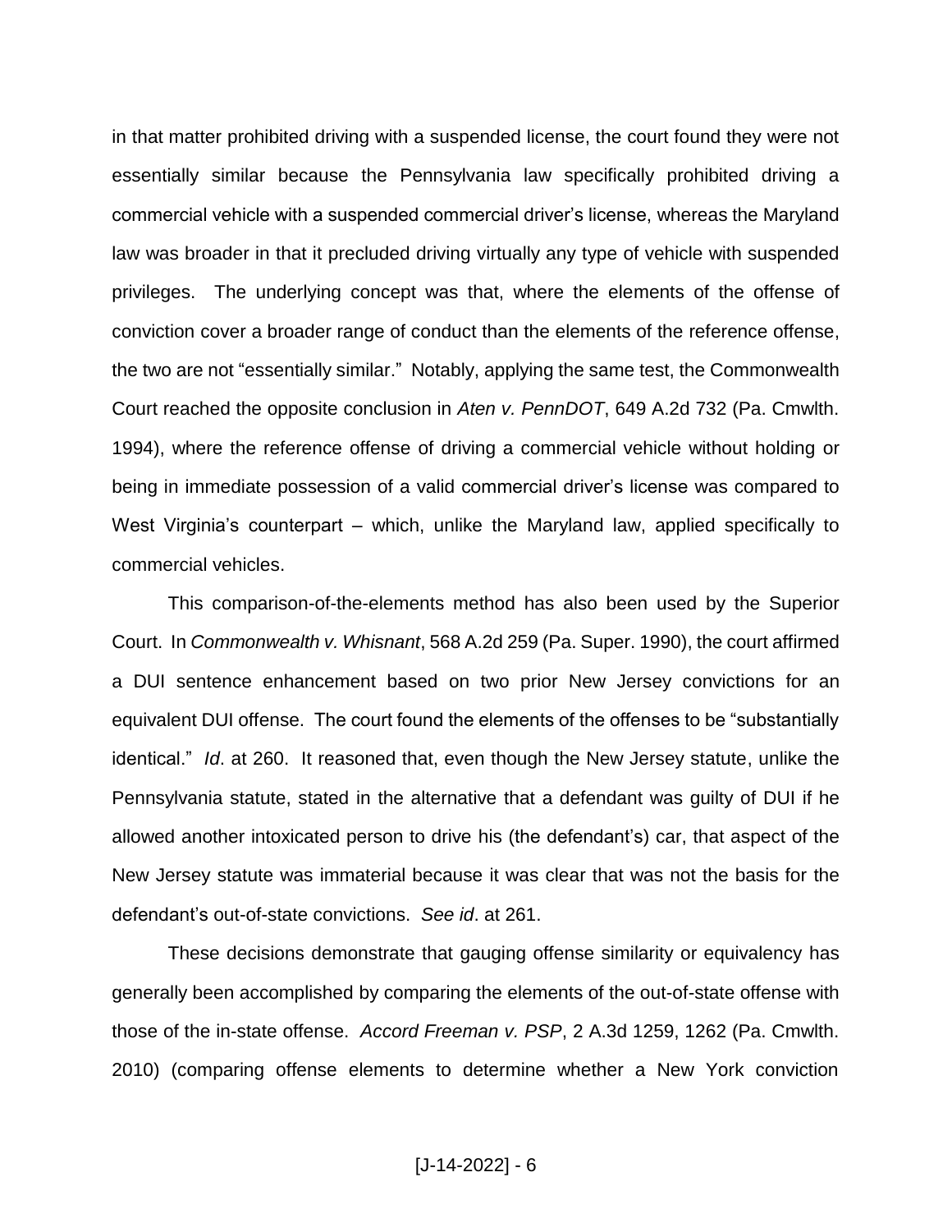in that matter prohibited driving with a suspended license, the court found they were not essentially similar because the Pennsylvania law specifically prohibited driving a commercial vehicle with a suspended commercial driver's license, whereas the Maryland law was broader in that it precluded driving virtually any type of vehicle with suspended privileges. The underlying concept was that, where the elements of the offense of conviction cover a broader range of conduct than the elements of the reference offense, the two are not "essentially similar." Notably, applying the same test, the Commonwealth Court reached the opposite conclusion in *Aten v. PennDOT*, 649 A.2d 732 (Pa. Cmwlth. 1994), where the reference offense of driving a commercial vehicle without holding or being in immediate possession of a valid commercial driver's license was compared to West Virginia's counterpart – which, unlike the Maryland law, applied specifically to commercial vehicles.

This comparison-of-the-elements method has also been used by the Superior Court. In *Commonwealth v. Whisnant*, 568 A.2d 259 (Pa. Super. 1990), the court affirmed a DUI sentence enhancement based on two prior New Jersey convictions for an equivalent DUI offense. The court found the elements of the offenses to be "substantially identical." *Id*. at 260. It reasoned that, even though the New Jersey statute, unlike the Pennsylvania statute, stated in the alternative that a defendant was guilty of DUI if he allowed another intoxicated person to drive his (the defendant's) car, that aspect of the New Jersey statute was immaterial because it was clear that was not the basis for the defendant's out-of-state convictions. *See id*. at 261.

These decisions demonstrate that gauging offense similarity or equivalency has generally been accomplished by comparing the elements of the out-of-state offense with those of the in-state offense. *Accord Freeman v. PSP*, 2 A.3d 1259, 1262 (Pa. Cmwlth. 2010) (comparing offense elements to determine whether a New York conviction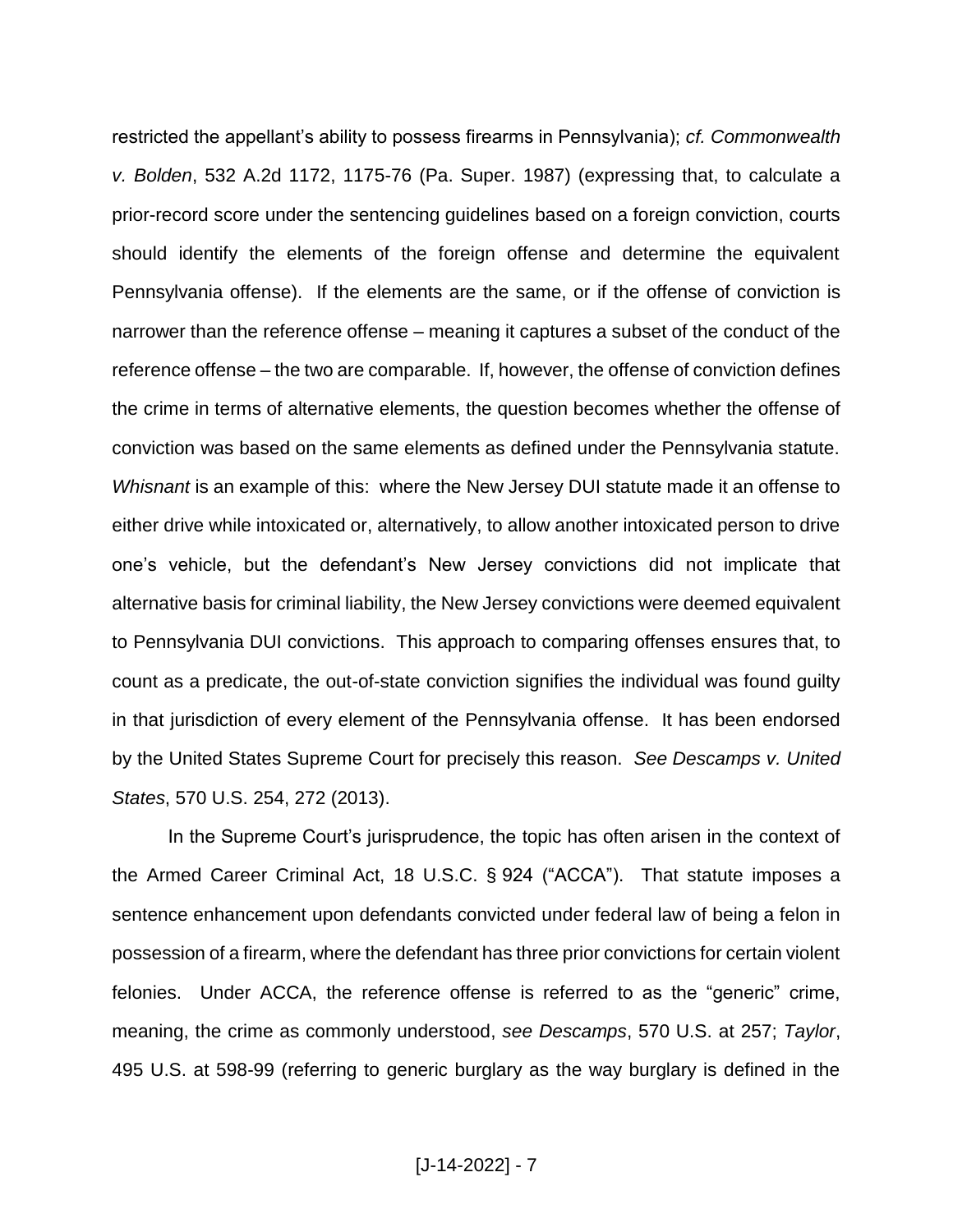restricted the appellant's ability to possess firearms in Pennsylvania); *cf. Commonwealth v. Bolden*, 532 A.2d 1172, 1175-76 (Pa. Super. 1987) (expressing that, to calculate a prior-record score under the sentencing guidelines based on a foreign conviction, courts should identify the elements of the foreign offense and determine the equivalent Pennsylvania offense). If the elements are the same, or if the offense of conviction is narrower than the reference offense – meaning it captures a subset of the conduct of the reference offense – the two are comparable. If, however, the offense of conviction defines the crime in terms of alternative elements, the question becomes whether the offense of conviction was based on the same elements as defined under the Pennsylvania statute. *Whisnant* is an example of this: where the New Jersey DUI statute made it an offense to either drive while intoxicated or, alternatively, to allow another intoxicated person to drive one's vehicle, but the defendant's New Jersey convictions did not implicate that alternative basis for criminal liability, the New Jersey convictions were deemed equivalent to Pennsylvania DUI convictions. This approach to comparing offenses ensures that, to count as a predicate, the out-of-state conviction signifies the individual was found guilty in that jurisdiction of every element of the Pennsylvania offense. It has been endorsed by the United States Supreme Court for precisely this reason. *See Descamps v. United States*, 570 U.S. 254, 272 (2013).

In the Supreme Court's jurisprudence, the topic has often arisen in the context of the Armed Career Criminal Act, 18 U.S.C. § 924 ("ACCA"). That statute imposes a sentence enhancement upon defendants convicted under federal law of being a felon in possession of a firearm, where the defendant has three prior convictions for certain violent felonies. Under ACCA, the reference offense is referred to as the "generic" crime, meaning, the crime as commonly understood, *see Descamps*, 570 U.S. at 257; *Taylor*, 495 U.S. at 598-99 (referring to generic burglary as the way burglary is defined in the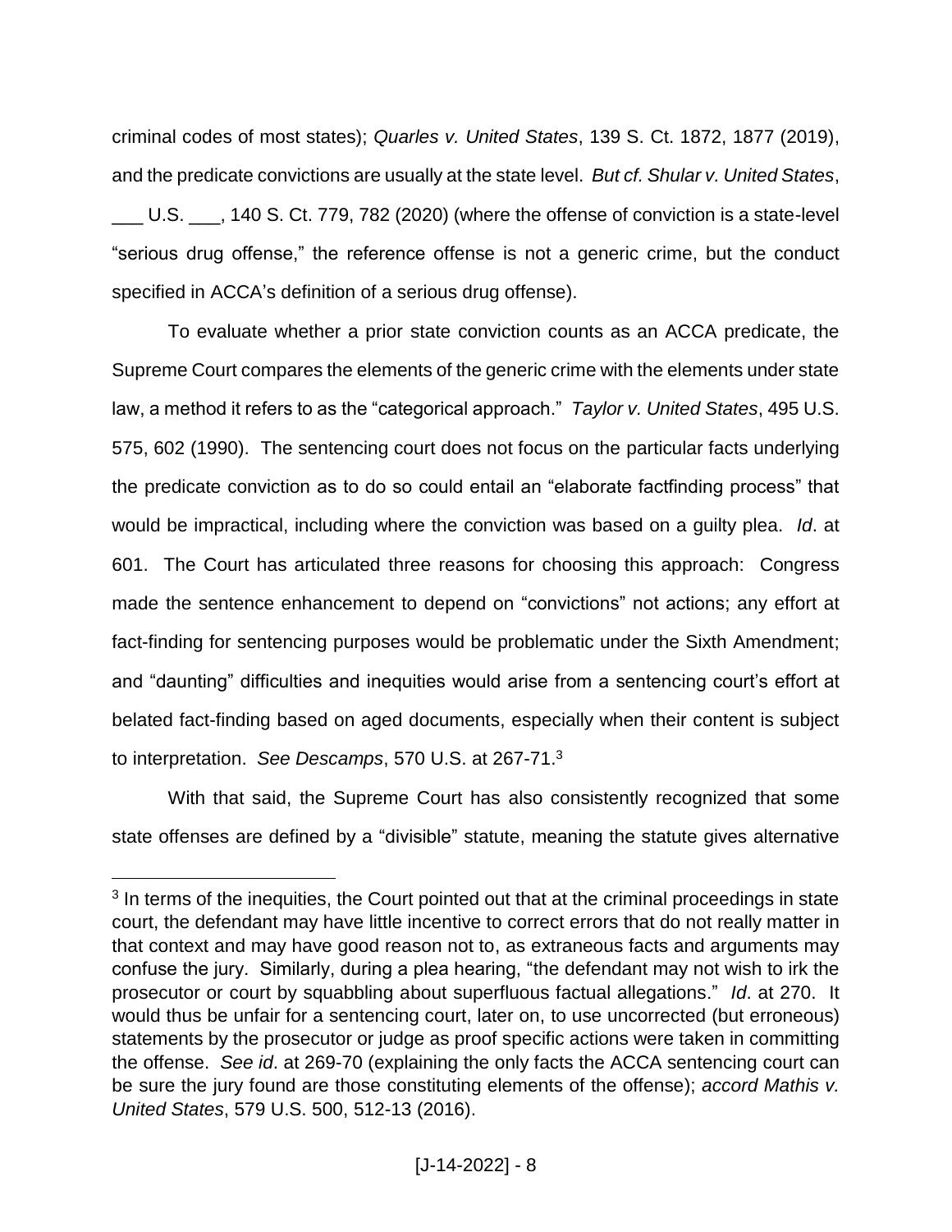criminal codes of most states); *Quarles v. United States*, 139 S. Ct. 1872, 1877 (2019), and the predicate convictions are usually at the state level. *But cf. Shular v. United States*, ___ U.S. ___, 140 S. Ct. 779, 782 (2020) (where the offense of conviction is a state-level "serious drug offense," the reference offense is not a generic crime, but the conduct specified in ACCA's definition of a serious drug offense).

To evaluate whether a prior state conviction counts as an ACCA predicate, the Supreme Court compares the elements of the generic crime with the elements under state law, a method it refers to as the "categorical approach." *Taylor v. United States*, 495 U.S. 575, 602 (1990). The sentencing court does not focus on the particular facts underlying the predicate conviction as to do so could entail an "elaborate factfinding process" that would be impractical, including where the conviction was based on a guilty plea. *Id*. at 601. The Court has articulated three reasons for choosing this approach: Congress made the sentence enhancement to depend on "convictions" not actions; any effort at fact-finding for sentencing purposes would be problematic under the Sixth Amendment; and "daunting" difficulties and inequities would arise from a sentencing court's effort at belated fact-finding based on aged documents, especially when their content is subject to interpretation. *See Descamps*, 570 U.S. at 267-71.[3]

With that said, the Supreme Court has also consistently recognized that some state offenses are defined by a "divisible" statute, meaning the statute gives alternative

---

[3] In terms of the inequities, the Court pointed out that at the criminal proceedings in state court, the defendant may have little incentive to correct errors that do not really matter in that context and may have good reason not to, as extraneous facts and arguments may confuse the jury. Similarly, during a plea hearing, "the defendant may not wish to irk the prosecutor or court by squabbling about superfluous factual allegations." *Id*. at 270. It would thus be unfair for a sentencing court, later on, to use uncorrected (but erroneous) statements by the prosecutor or judge as proof specific actions were taken in committing the offense. *See id*. at 269-70 (explaining the only facts the ACCA sentencing court can be sure the jury found are those constituting elements of the offense); *accord Mathis v. United States*, 579 U.S. 500, 512-13 (2016).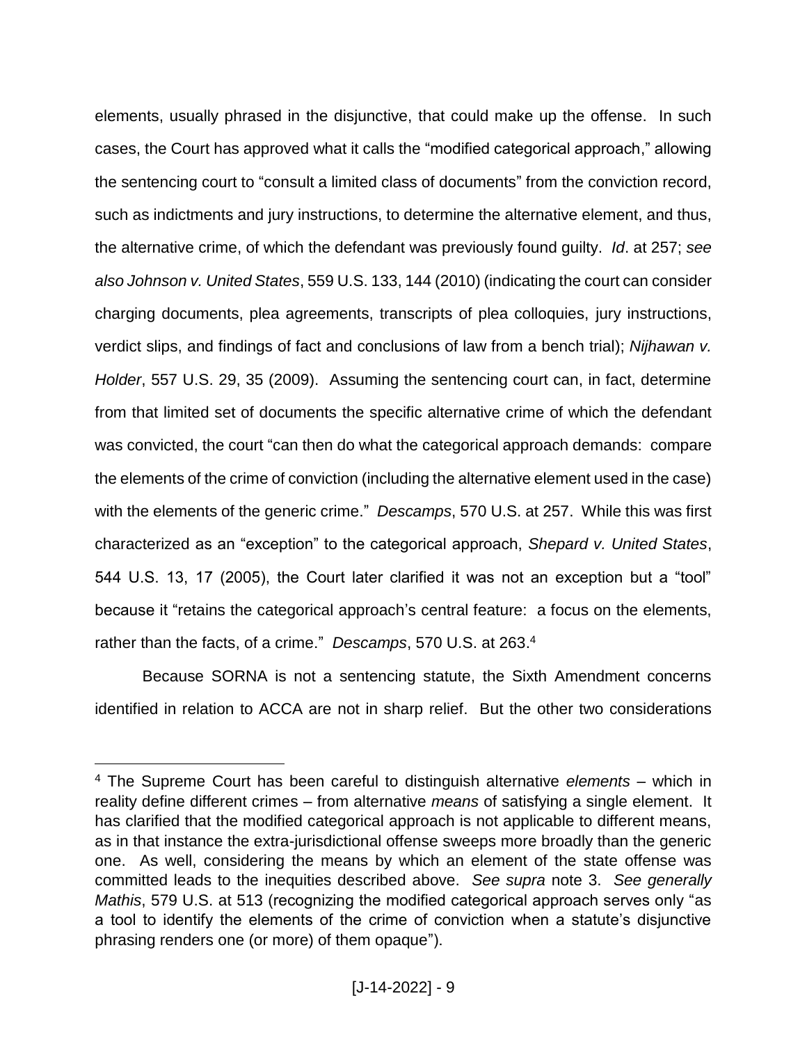elements, usually phrased in the disjunctive, that could make up the offense. In such cases, the Court has approved what it calls the "modified categorical approach," allowing the sentencing court to "consult a limited class of documents" from the conviction record, such as indictments and jury instructions, to determine the alternative element, and thus, the alternative crime, of which the defendant was previously found guilty. *Id*. at 257; *see also Johnson v. United States*, 559 U.S. 133, 144 (2010) (indicating the court can consider charging documents, plea agreements, transcripts of plea colloquies, jury instructions, verdict slips, and findings of fact and conclusions of law from a bench trial); *Nijhawan v. Holder*, 557 U.S. 29, 35 (2009). Assuming the sentencing court can, in fact, determine from that limited set of documents the specific alternative crime of which the defendant was convicted, the court "can then do what the categorical approach demands: compare the elements of the crime of conviction (including the alternative element used in the case) with the elements of the generic crime." *Descamps*, 570 U.S. at 257. While this was first characterized as an "exception" to the categorical approach, *Shepard v. United States*, 544 U.S. 13, 17 (2005), the Court later clarified it was not an exception but a "tool" because it "retains the categorical approach's central feature: a focus on the elements, rather than the facts, of a crime." *Descamps*, 570 U.S. at 263.[4]

Because SORNA is not a sentencing statute, the Sixth Amendment concerns identified in relation to ACCA are not in sharp relief. But the other two considerations

[4] The Supreme Court has been careful to distinguish alternative *elements* – which in reality define different crimes – from alternative *means* of satisfying a single element. It has clarified that the modified categorical approach is not applicable to different means, as in that instance the extra-jurisdictional offense sweeps more broadly than the generic one. As well, considering the means by which an element of the state offense was committed leads to the inequities described above. *See supra* note 3. *See generally Mathis*, 579 U.S. at 513 (recognizing the modified categorical approach serves only "as a tool to identify the elements of the crime of conviction when a statute's disjunctive phrasing renders one (or more) of them opaque").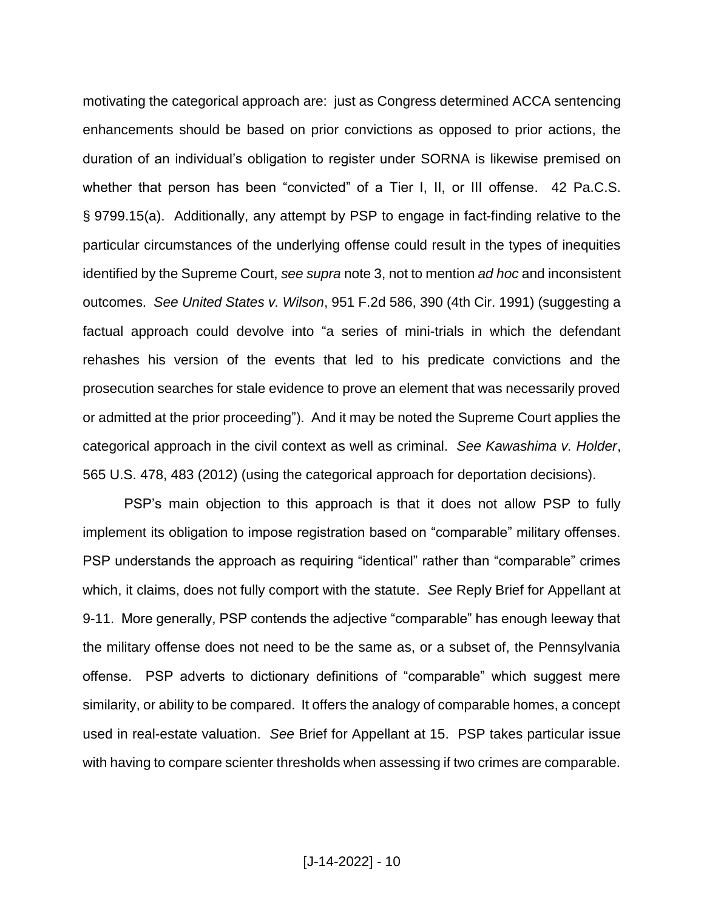motivating the categorical approach are: just as Congress determined ACCA sentencing enhancements should be based on prior convictions as opposed to prior actions, the duration of an individual's obligation to register under SORNA is likewise premised on whether that person has been "convicted" of a Tier I, II, or III offense. 42 Pa.C.S. § 9799.15(a). Additionally, any attempt by PSP to engage in fact-finding relative to the particular circumstances of the underlying offense could result in the types of inequities identified by the Supreme Court, *see supra* note 3, not to mention *ad hoc* and inconsistent outcomes. *See United States v. Wilson*, 951 F.2d 586, 390 (4th Cir. 1991) (suggesting a factual approach could devolve into "a series of mini-trials in which the defendant rehashes his version of the events that led to his predicate convictions and the prosecution searches for stale evidence to prove an element that was necessarily proved or admitted at the prior proceeding"). And it may be noted the Supreme Court applies the categorical approach in the civil context as well as criminal. *See Kawashima v. Holder*, 565 U.S. 478, 483 (2012) (using the categorical approach for deportation decisions).

PSP's main objection to this approach is that it does not allow PSP to fully implement its obligation to impose registration based on "comparable" military offenses. PSP understands the approach as requiring "identical" rather than "comparable" crimes which, it claims, does not fully comport with the statute. *See* Reply Brief for Appellant at 9-11. More generally, PSP contends the adjective "comparable" has enough leeway that the military offense does not need to be the same as, or a subset of, the Pennsylvania offense. PSP adverts to dictionary definitions of "comparable" which suggest mere similarity, or ability to be compared. It offers the analogy of comparable homes, a concept used in real-estate valuation. *See* Brief for Appellant at 15. PSP takes particular issue with having to compare scienter thresholds when assessing if two crimes are comparable.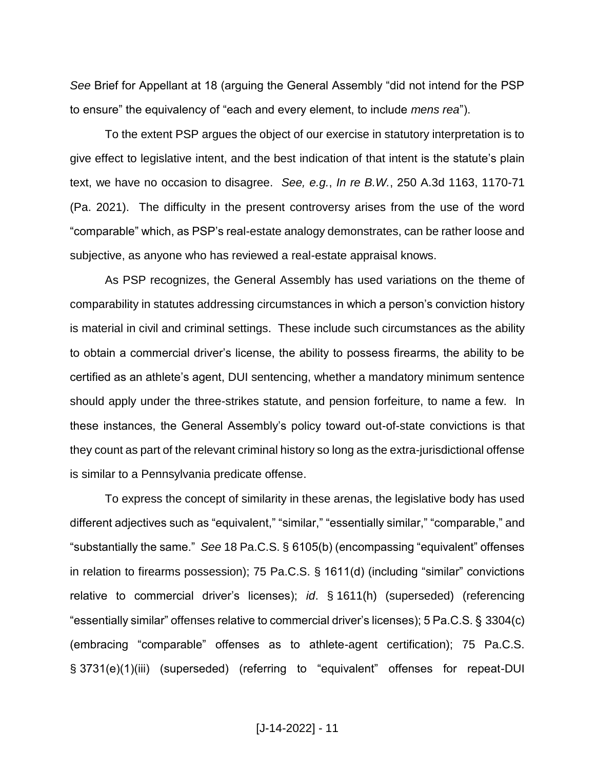*See* Brief for Appellant at 18 (arguing the General Assembly "did not intend for the PSP to ensure" the equivalency of "each and every element, to include *mens rea*").

To the extent PSP argues the object of our exercise in statutory interpretation is to give effect to legislative intent, and the best indication of that intent is the statute's plain text, we have no occasion to disagree. *See, e.g.*, *In re B.W.*, 250 A.3d 1163, 1170-71 (Pa. 2021). The difficulty in the present controversy arises from the use of the word "comparable" which, as PSP's real-estate analogy demonstrates, can be rather loose and subjective, as anyone who has reviewed a real-estate appraisal knows.

As PSP recognizes, the General Assembly has used variations on the theme of comparability in statutes addressing circumstances in which a person's conviction history is material in civil and criminal settings. These include such circumstances as the ability to obtain a commercial driver's license, the ability to possess firearms, the ability to be certified as an athlete's agent, DUI sentencing, whether a mandatory minimum sentence should apply under the three-strikes statute, and pension forfeiture, to name a few. In these instances, the General Assembly's policy toward out-of-state convictions is that they count as part of the relevant criminal history so long as the extra-jurisdictional offense is similar to a Pennsylvania predicate offense.

To express the concept of similarity in these arenas, the legislative body has used different adjectives such as "equivalent," "similar," "essentially similar," "comparable," and "substantially the same." *See* 18 Pa.C.S. § 6105(b) (encompassing "equivalent" offenses in relation to firearms possession); 75 Pa.C.S. § 1611(d) (including "similar" convictions relative to commercial driver's licenses); *id*. § 1611(h) (superseded) (referencing "essentially similar" offenses relative to commercial driver's licenses); 5 Pa.C.S. § 3304(c) (embracing "comparable" offenses as to athlete-agent certification); 75 Pa.C.S. § 3731(e)(1)(iii) (superseded) (referring to "equivalent" offenses for repeat-DUI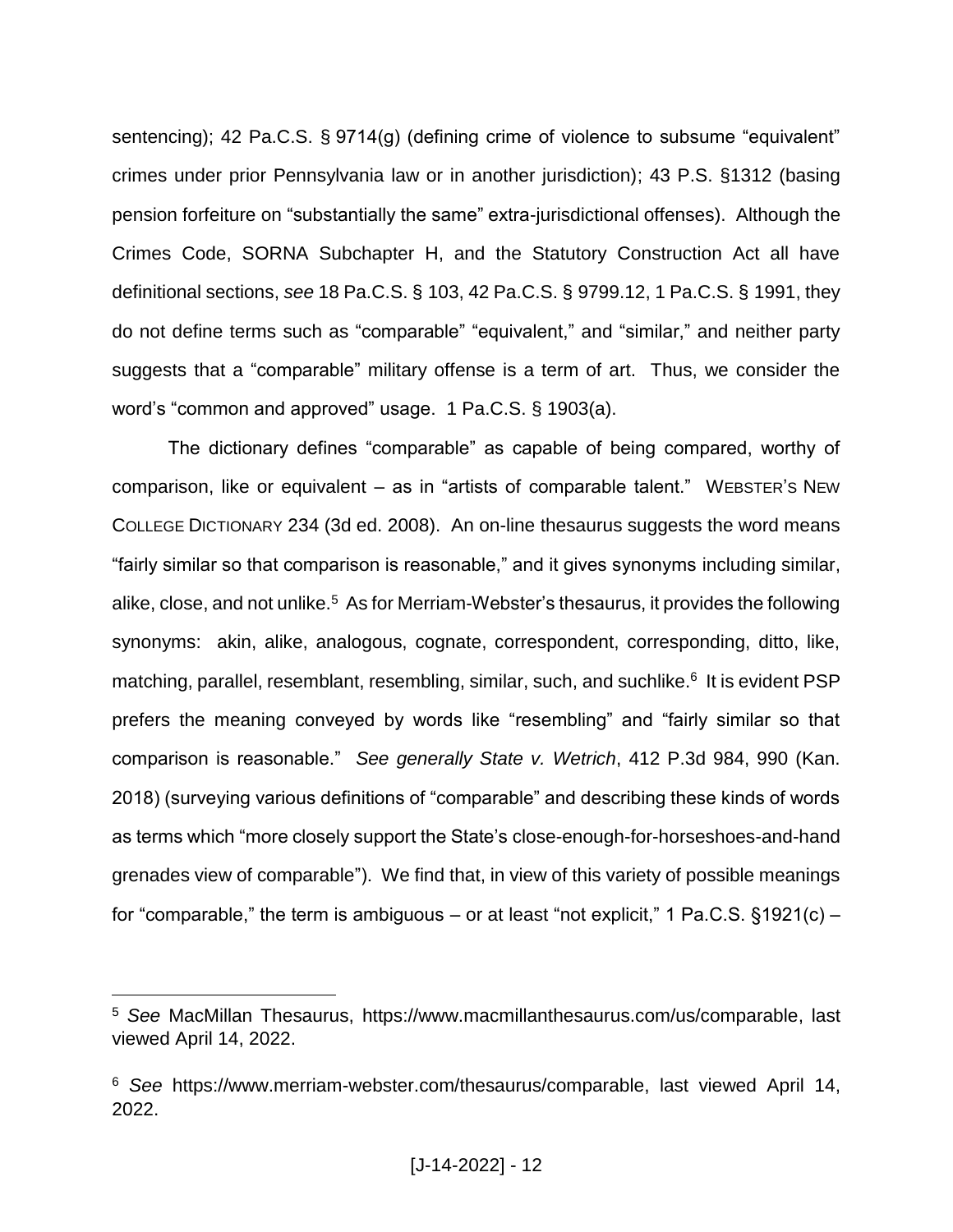sentencing); 42 Pa.C.S. § 9714(g) (defining crime of violence to subsume "equivalent" crimes under prior Pennsylvania law or in another jurisdiction); 43 P.S. §1312 (basing pension forfeiture on "substantially the same" extra-jurisdictional offenses). Although the Crimes Code, SORNA Subchapter H, and the Statutory Construction Act all have definitional sections, *see* 18 Pa.C.S. § 103, 42 Pa.C.S. § 9799.12, 1 Pa.C.S. § 1991, they do not define terms such as "comparable" "equivalent," and "similar," and neither party suggests that a "comparable" military offense is a term of art. Thus, we consider the word's "common and approved" usage. 1 Pa.C.S. § 1903(a).

The dictionary defines "comparable" as capable of being compared, worthy of comparison, like or equivalent – as in "artists of comparable talent." WEBSTER'S NEW COLLEGE DICTIONARY 234 (3d ed. 2008). An on-line thesaurus suggests the word means "fairly similar so that comparison is reasonable," and it gives synonyms including similar, alike, close, and not unlike.[5] As for Merriam-Webster's thesaurus, it provides the following synonyms: akin, alike, analogous, cognate, correspondent, corresponding, ditto, like, matching, parallel, resemblant, resembling, similar, such, and suchlike.[6] It is evident PSP prefers the meaning conveyed by words like "resembling" and "fairly similar so that comparison is reasonable." *See generally State v. Wetrich*, 412 P.3d 984, 990 (Kan. 2018) (surveying various definitions of "comparable" and describing these kinds of words as terms which "more closely support the State's close-enough-for-horseshoes-and-hand grenades view of comparable"). We find that, in view of this variety of possible meanings for "comparable," the term is ambiguous – or at least "not explicit," 1 Pa.C.S. §1921(c) –

---

[5] *See* MacMillan Thesaurus, https://www.macmillanthesaurus.com/us/comparable, last viewed April 14, 2022.

[6] *See* https://www.merriam-webster.com/thesaurus/comparable, last viewed April 14, 2022.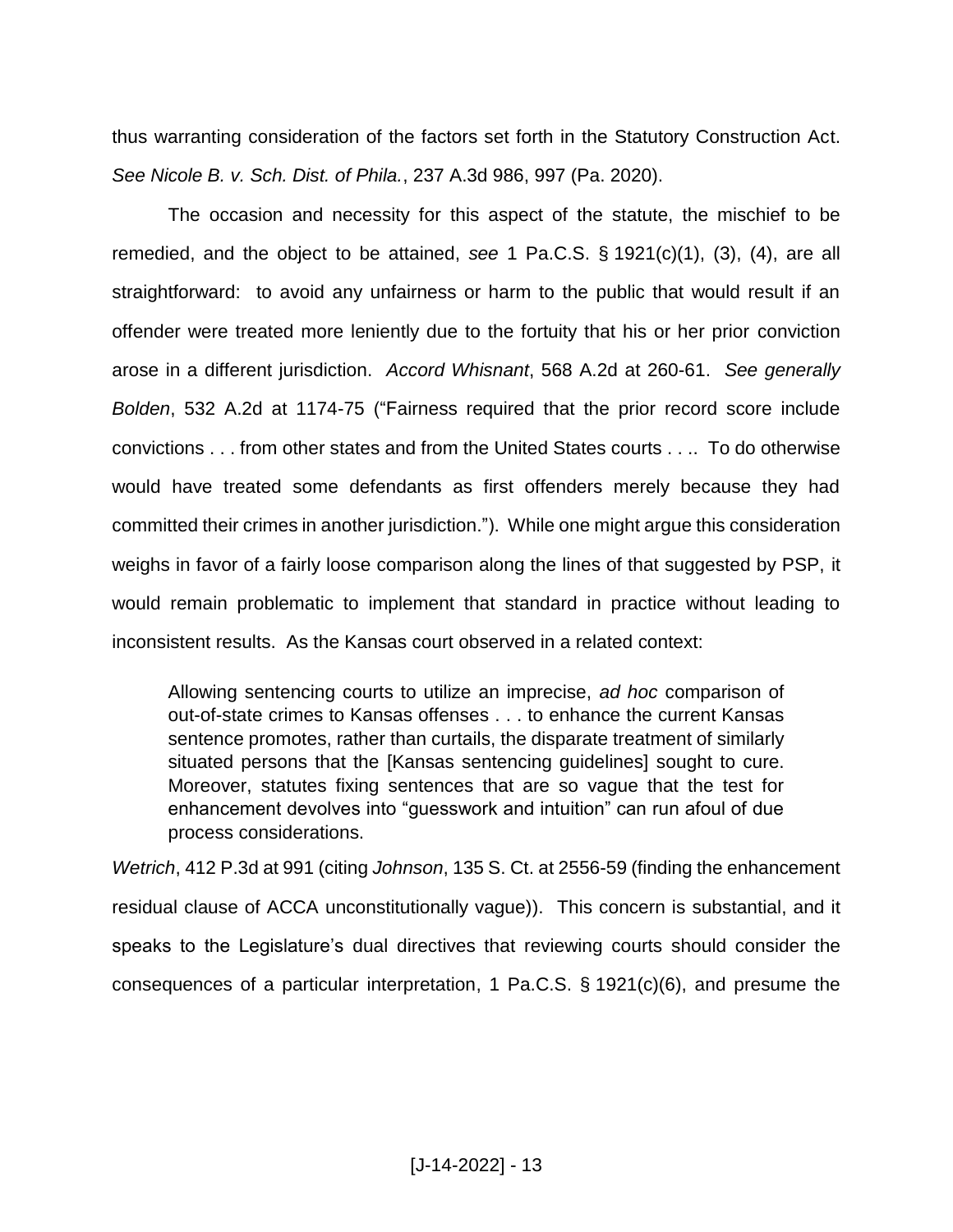thus warranting consideration of the factors set forth in the Statutory Construction Act. *See Nicole B. v. Sch. Dist. of Phila.*, 237 A.3d 986, 997 (Pa. 2020).

The occasion and necessity for this aspect of the statute, the mischief to be remedied, and the object to be attained, *see* 1 Pa.C.S. § 1921(c)(1), (3), (4), are all straightforward: to avoid any unfairness or harm to the public that would result if an offender were treated more leniently due to the fortuity that his or her prior conviction arose in a different jurisdiction. *Accord Whisnant*, 568 A.2d at 260-61. *See generally Bolden*, 532 A.2d at 1174-75 ("Fairness required that the prior record score include convictions . . . from other states and from the United States courts . . .. To do otherwise would have treated some defendants as first offenders merely because they had committed their crimes in another jurisdiction."). While one might argue this consideration weighs in favor of a fairly loose comparison along the lines of that suggested by PSP, it would remain problematic to implement that standard in practice without leading to inconsistent results. As the Kansas court observed in a related context:

> Allowing sentencing courts to utilize an imprecise, *ad hoc* comparison of out-of-state crimes to Kansas offenses . . . to enhance the current Kansas sentence promotes, rather than curtails, the disparate treatment of similarly situated persons that the [Kansas sentencing guidelines] sought to cure. Moreover, statutes fixing sentences that are so vague that the test for enhancement devolves into "guesswork and intuition" can run afoul of due process considerations.

*Wetrich*, 412 P.3d at 991 (citing *Johnson*, 135 S. Ct. at 2556-59 (finding the enhancement residual clause of ACCA unconstitutionally vague)). This concern is substantial, and it speaks to the Legislature's dual directives that reviewing courts should consider the consequences of a particular interpretation, 1 Pa.C.S. § 1921(c)(6), and presume the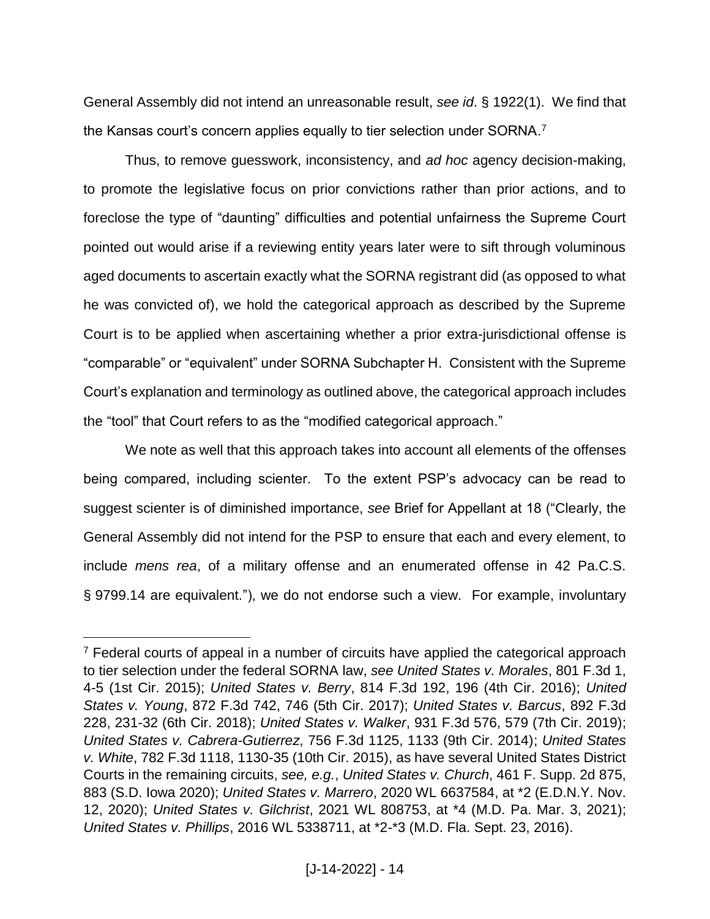General Assembly did not intend an unreasonable result, *see id*. § 1922(1). We find that the Kansas court's concern applies equally to tier selection under SORNA.[7]

Thus, to remove guesswork, inconsistency, and *ad hoc* agency decision-making, to promote the legislative focus on prior convictions rather than prior actions, and to foreclose the type of "daunting" difficulties and potential unfairness the Supreme Court pointed out would arise if a reviewing entity years later were to sift through voluminous aged documents to ascertain exactly what the SORNA registrant did (as opposed to what he was convicted of), we hold the categorical approach as described by the Supreme Court is to be applied when ascertaining whether a prior extra-jurisdictional offense is "comparable" or "equivalent" under SORNA Subchapter H. Consistent with the Supreme Court's explanation and terminology as outlined above, the categorical approach includes the "tool" that Court refers to as the "modified categorical approach."

We note as well that this approach takes into account all elements of the offenses being compared, including scienter. To the extent PSP's advocacy can be read to suggest scienter is of diminished importance, *see* Brief for Appellant at 18 ("Clearly, the General Assembly did not intend for the PSP to ensure that each and every element, to include *mens rea*, of a military offense and an enumerated offense in 42 Pa.C.S. § 9799.14 are equivalent."), we do not endorse such a view. For example, involuntary

---

[7] Federal courts of appeal in a number of circuits have applied the categorical approach to tier selection under the federal SORNA law, *see United States v. Morales*, 801 F.3d 1, 4-5 (1st Cir. 2015); *United States v. Berry*, 814 F.3d 192, 196 (4th Cir. 2016); *United States v. Young*, 872 F.3d 742, 746 (5th Cir. 2017); *United States v. Barcus*, 892 F.3d 228, 231-32 (6th Cir. 2018); *United States v. Walker*, 931 F.3d 576, 579 (7th Cir. 2019); *United States v. Cabrera-Gutierrez*, 756 F.3d 1125, 1133 (9th Cir. 2014); *United States v. White*, 782 F.3d 1118, 1130-35 (10th Cir. 2015), as have several United States District Courts in the remaining circuits, *see, e.g.*, *United States v. Church*, 461 F. Supp. 2d 875, 883 (S.D. Iowa 2020); *United States v. Marrero*, 2020 WL 6637584, at *2 (E.D.N.Y. Nov. 12, 2020); *United States v. Gilchrist*, 2021 WL 808753, at *4 (M.D. Pa. Mar. 3, 2021); *United States v. Phillips*, 2016 WL 5338711, at *2-*3 (M.D. Fla. Sept. 23, 2016).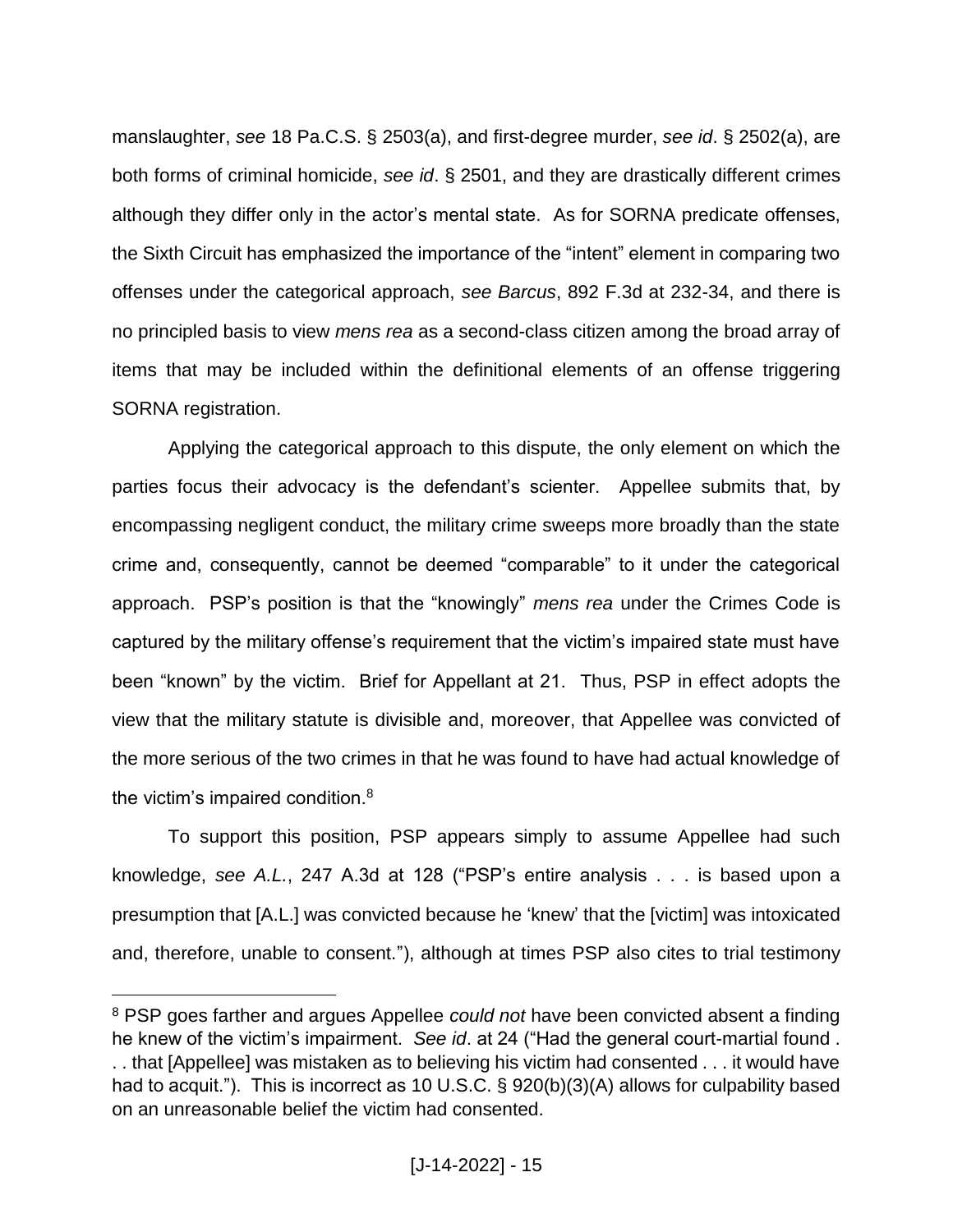manslaughter, *see* 18 Pa.C.S. § 2503(a), and first-degree murder, *see id*. § 2502(a), are both forms of criminal homicide, *see id*. § 2501, and they are drastically different crimes although they differ only in the actor's mental state. As for SORNA predicate offenses, the Sixth Circuit has emphasized the importance of the "intent" element in comparing two offenses under the categorical approach, *see Barcus*, 892 F.3d at 232-34, and there is no principled basis to view *mens rea* as a second-class citizen among the broad array of items that may be included within the definitional elements of an offense triggering SORNA registration.

Applying the categorical approach to this dispute, the only element on which the parties focus their advocacy is the defendant's scienter. Appellee submits that, by encompassing negligent conduct, the military crime sweeps more broadly than the state crime and, consequently, cannot be deemed "comparable" to it under the categorical approach. PSP's position is that the "knowingly" *mens rea* under the Crimes Code is captured by the military offense's requirement that the victim's impaired state must have been "known" by the victim. Brief for Appellant at 21. Thus, PSP in effect adopts the view that the military statute is divisible and, moreover, that Appellee was convicted of the more serious of the two crimes in that he was found to have had actual knowledge of the victim's impaired condition.[8]

To support this position, PSP appears simply to assume Appellee had such knowledge, *see A.L.*, 247 A.3d at 128 ("PSP's entire analysis . . . is based upon a presumption that [A.L.] was convicted because he 'knew' that the [victim] was intoxicated and, therefore, unable to consent."), although at times PSP also cites to trial testimony

---

[8] PSP goes farther and argues Appellee *could not* have been convicted absent a finding he knew of the victim's impairment. *See id*. at 24 ("Had the general court-martial found . . . that [Appellee] was mistaken as to believing his victim had consented . . . it would have had to acquit."). This is incorrect as 10 U.S.C. § 920(b)(3)(A) allows for culpability based on an unreasonable belief the victim had consented.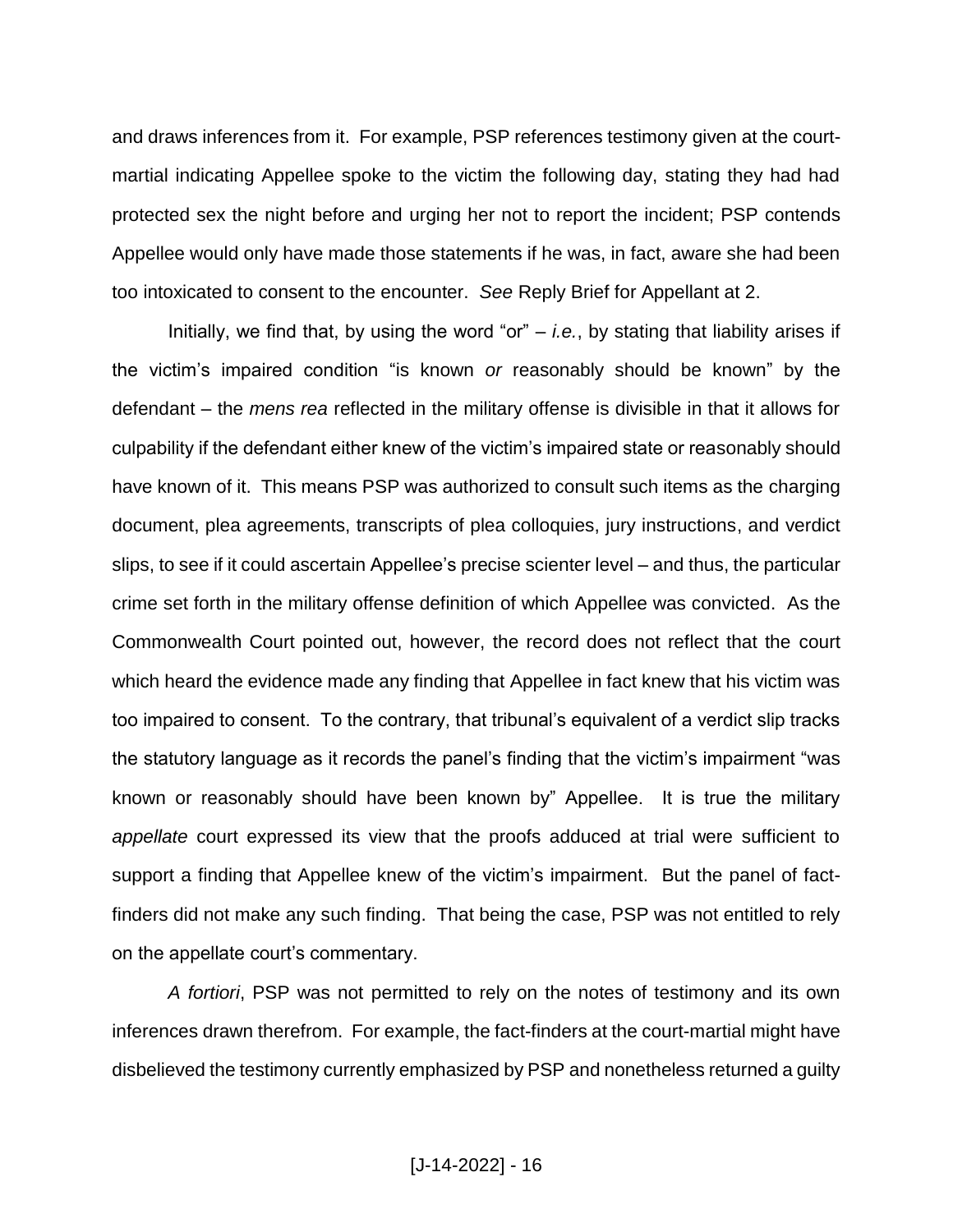and draws inferences from it. For example, PSP references testimony given at the court-martial indicating Appellee spoke to the victim the following day, stating they had had protected sex the night before and urging her not to report the incident; PSP contends Appellee would only have made those statements if he was, in fact, aware she had been too intoxicated to consent to the encounter. *See* Reply Brief for Appellant at 2.

Initially, we find that, by using the word "or" – *i.e.*, by stating that liability arises if the victim's impaired condition "is known *or* reasonably should be known" by the defendant – the *mens rea* reflected in the military offense is divisible in that it allows for culpability if the defendant either knew of the victim's impaired state or reasonably should have known of it. This means PSP was authorized to consult such items as the charging document, plea agreements, transcripts of plea colloquies, jury instructions, and verdict slips, to see if it could ascertain Appellee's precise scienter level – and thus, the particular crime set forth in the military offense definition of which Appellee was convicted. As the Commonwealth Court pointed out, however, the record does not reflect that the court which heard the evidence made any finding that Appellee in fact knew that his victim was too impaired to consent. To the contrary, that tribunal's equivalent of a verdict slip tracks the statutory language as it records the panel's finding that the victim's impairment "was known or reasonably should have been known by" Appellee. It is true the military *appellate* court expressed its view that the proofs adduced at trial were sufficient to support a finding that Appellee knew of the victim's impairment. But the panel of fact-finders did not make any such finding. That being the case, PSP was not entitled to rely on the appellate court's commentary.

*A fortiori*, PSP was not permitted to rely on the notes of testimony and its own inferences drawn therefrom. For example, the fact-finders at the court-martial might have disbelieved the testimony currently emphasized by PSP and nonetheless returned a guilty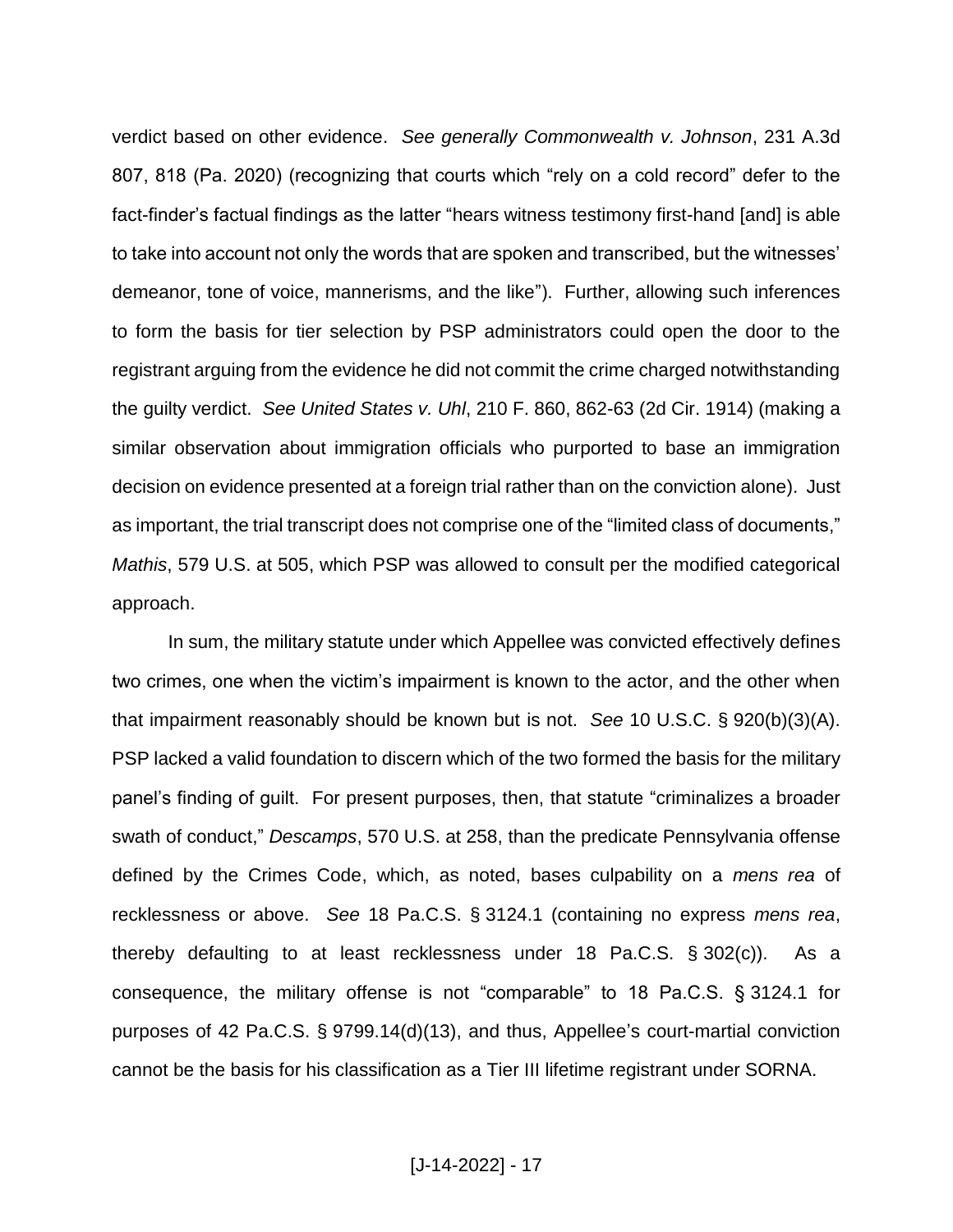verdict based on other evidence. *See generally Commonwealth v. Johnson*, 231 A.3d 807, 818 (Pa. 2020) (recognizing that courts which "rely on a cold record" defer to the fact-finder's factual findings as the latter "hears witness testimony first-hand [and] is able to take into account not only the words that are spoken and transcribed, but the witnesses' demeanor, tone of voice, mannerisms, and the like"). Further, allowing such inferences to form the basis for tier selection by PSP administrators could open the door to the registrant arguing from the evidence he did not commit the crime charged notwithstanding the guilty verdict. *See United States v. Uhl*, 210 F. 860, 862-63 (2d Cir. 1914) (making a similar observation about immigration officials who purported to base an immigration decision on evidence presented at a foreign trial rather than on the conviction alone). Just as important, the trial transcript does not comprise one of the "limited class of documents," *Mathis*, 579 U.S. at 505, which PSP was allowed to consult per the modified categorical approach.

In sum, the military statute under which Appellee was convicted effectively defines two crimes, one when the victim's impairment is known to the actor, and the other when that impairment reasonably should be known but is not. *See* 10 U.S.C. § 920(b)(3)(A). PSP lacked a valid foundation to discern which of the two formed the basis for the military panel's finding of guilt. For present purposes, then, that statute "criminalizes a broader swath of conduct," *Descamps*, 570 U.S. at 258, than the predicate Pennsylvania offense defined by the Crimes Code, which, as noted, bases culpability on a *mens rea* of recklessness or above. *See* 18 Pa.C.S. § 3124.1 (containing no express *mens rea*, thereby defaulting to at least recklessness under 18 Pa.C.S. § 302(c)). As a consequence, the military offense is not "comparable" to 18 Pa.C.S. § 3124.1 for purposes of 42 Pa.C.S. § 9799.14(d)(13), and thus, Appellee's court-martial conviction cannot be the basis for his classification as a Tier III lifetime registrant under SORNA.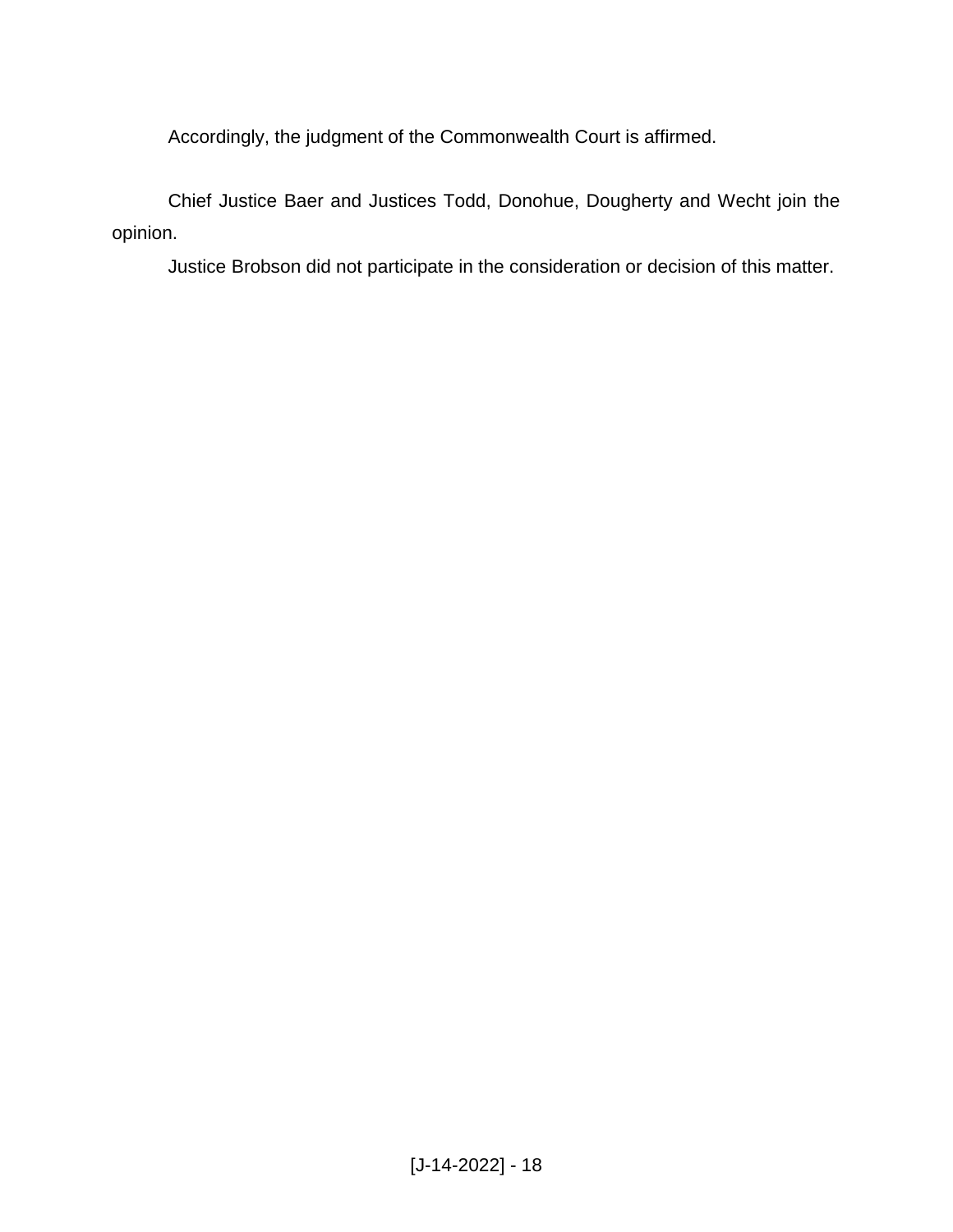Accordingly, the judgment of the Commonwealth Court is affirmed.

Chief Justice Baer and Justices Todd, Donohue, Dougherty and Wecht join the opinion.

Justice Brobson did not participate in the consideration or decision of this matter.